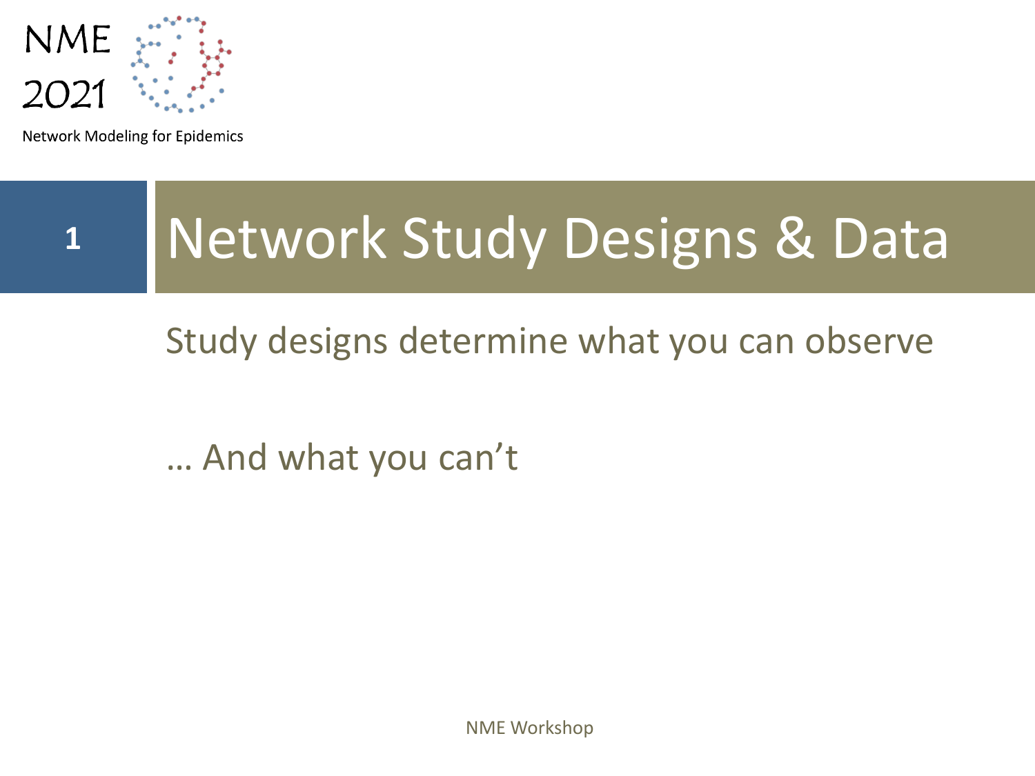NME 2021

Network Modeling for Epidemics

# 1 Network Study Designs & Data

Study designs determine what you can observe

… And what you can't

NME Workshop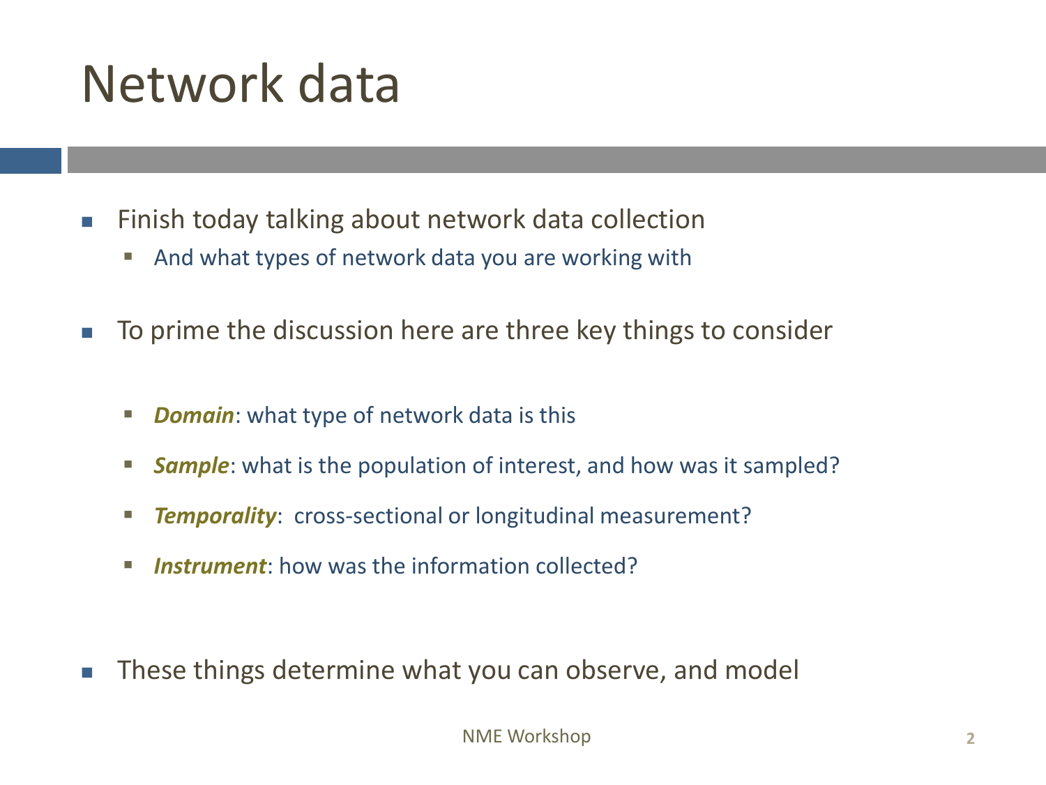# Network data

- Finish today talking about network data collection
  - And what types of network data you are working with
- To prime the discussion here are three key things to consider
  - ***Domain***: what type of network data is this
  - ***Sample***: what is the population of interest, and how was it sampled?
  - ***Temporality***: cross-sectional or longitudinal measurement?
  - ***Instrument***: how was the information collected?
- These things determine what you can observe, and model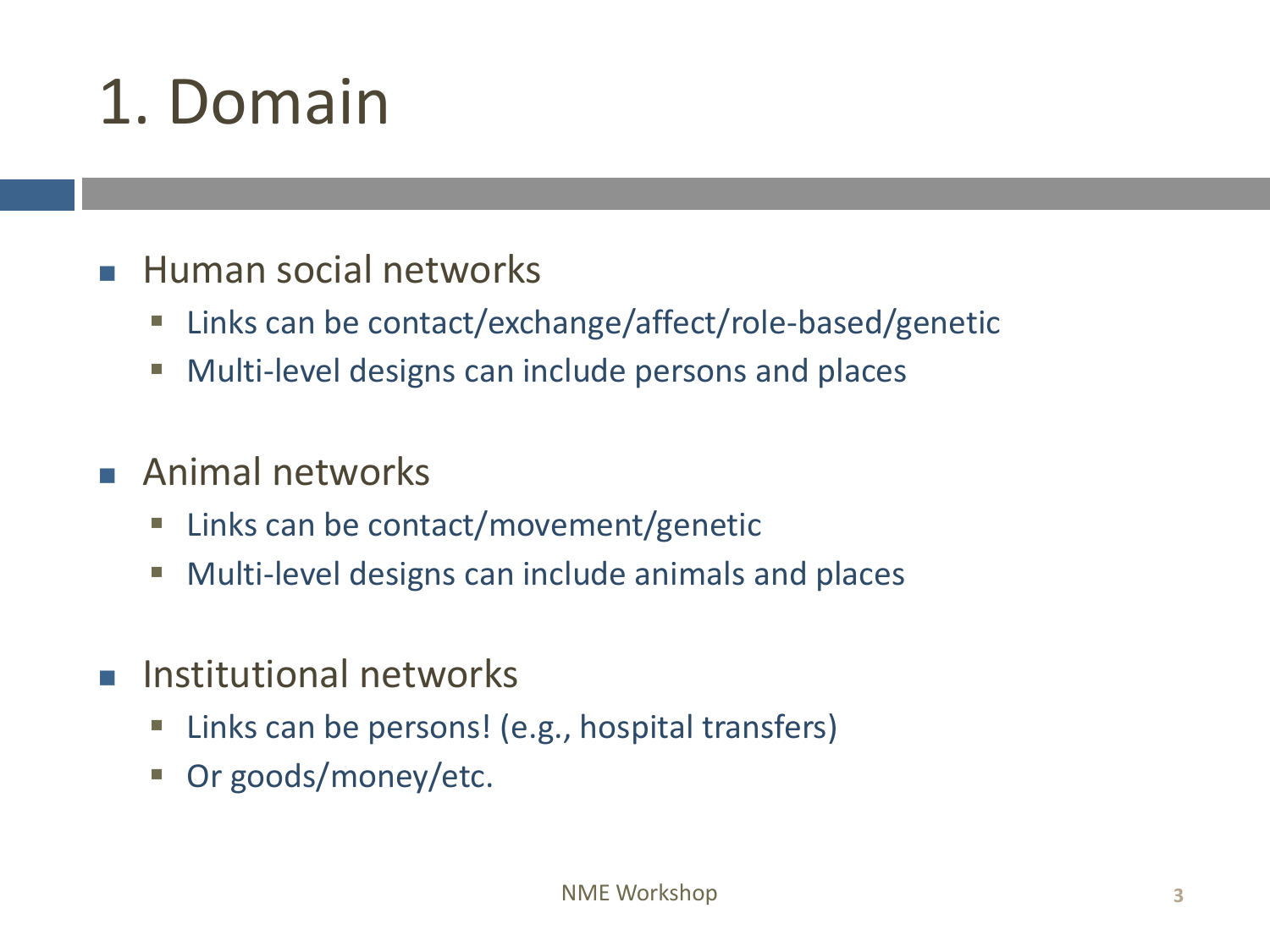# 1. Domain

- Human social networks
  - Links can be contact/exchange/affect/role-based/genetic
  - Multi-level designs can include persons and places
- Animal networks
  - Links can be contact/movement/genetic
  - Multi-level designs can include animals and places
- Institutional networks
  - Links can be persons! (e.g., hospital transfers)
  - Or goods/money/etc.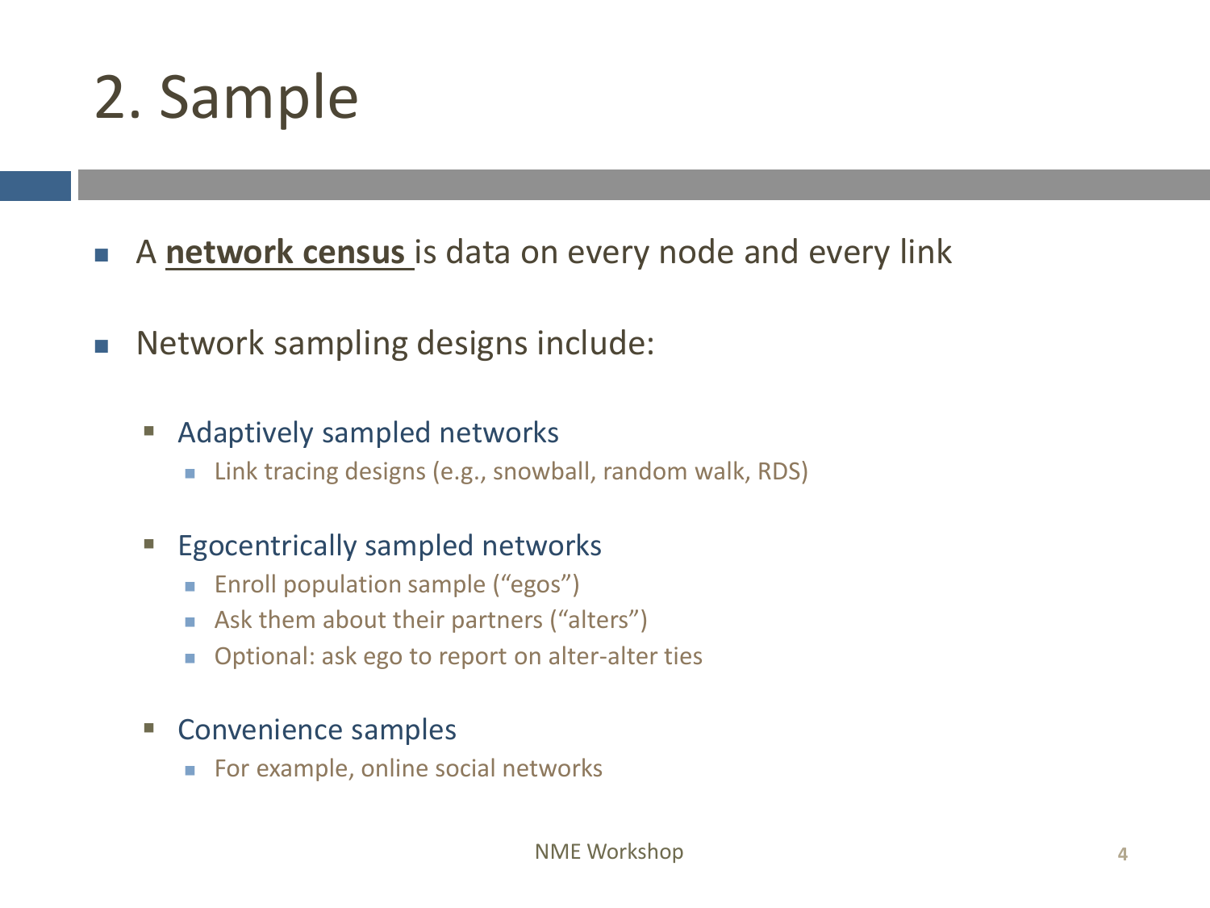# 2. Sample

- A **network census** is data on every node and every link

- Network sampling designs include:

  - Adaptively sampled networks
    - Link tracing designs (e.g., snowball, random walk, RDS)

  - Egocentrically sampled networks
    - Enroll population sample (“egos”)
    - Ask them about their partners (“alters”)
    - Optional: ask ego to report on alter-alter ties

  - Convenience samples
    - For example, online social networks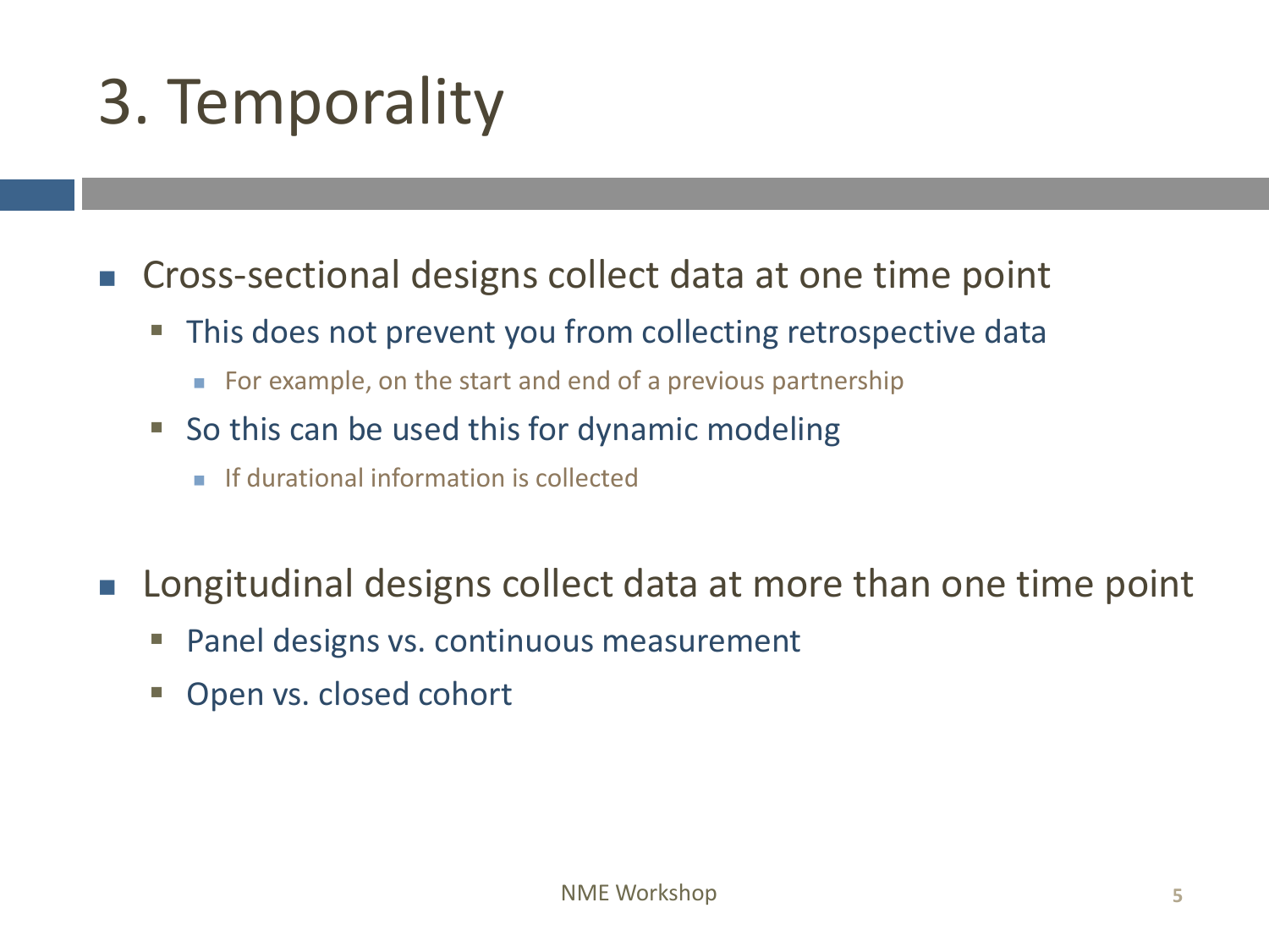# 3. Temporality

- Cross-sectional designs collect data at one time point
  - This does not prevent you from collecting retrospective data
    - For example, on the start and end of a previous partnership
  - So this can be used this for dynamic modeling
    - If durational information is collected

- Longitudinal designs collect data at more than one time point
  - Panel designs vs. continuous measurement
  - Open vs. closed cohort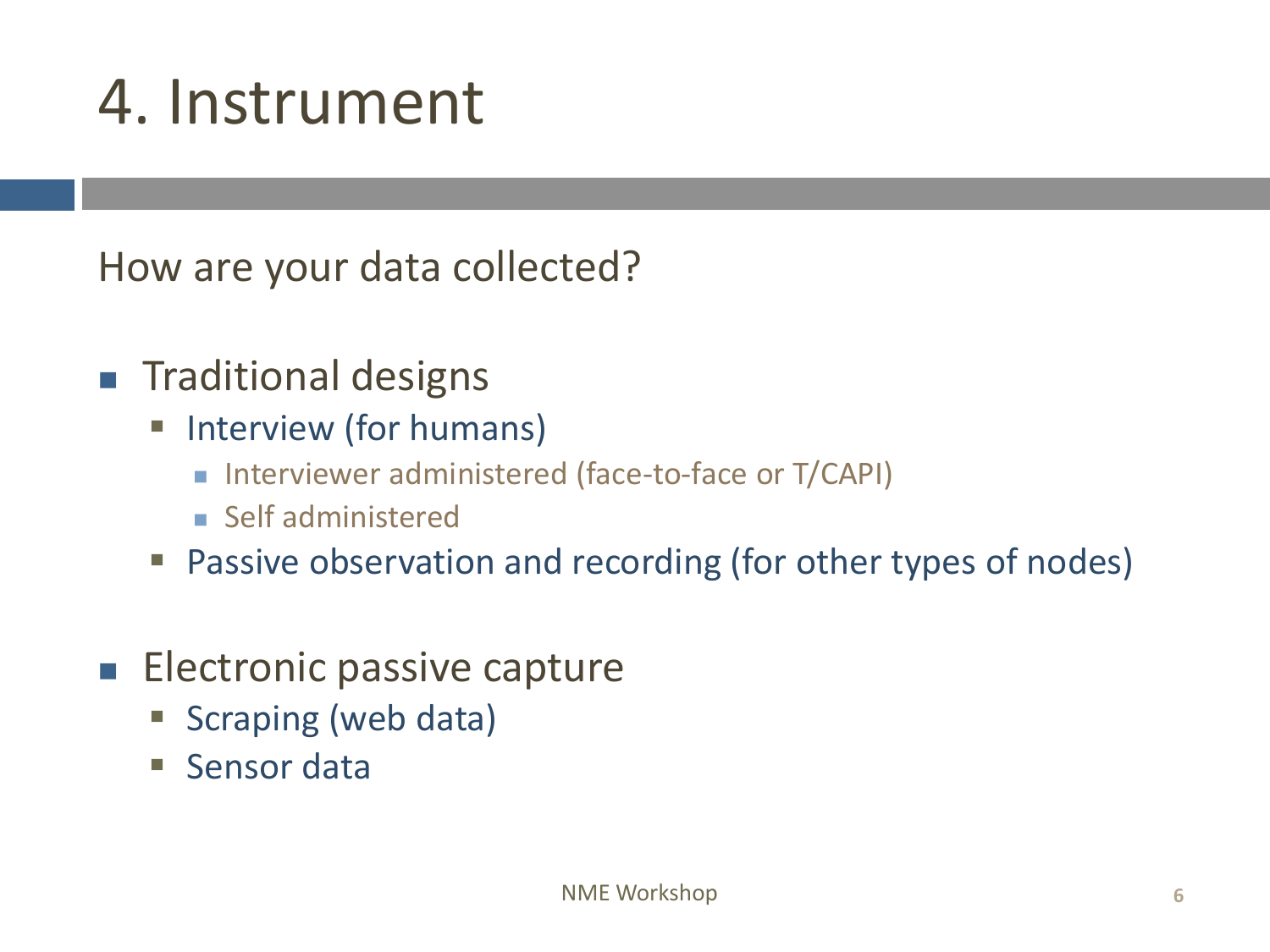# 4. Instrument

How are your data collected?

- Traditional designs
  - Interview (for humans)
    - Interviewer administered (face-to-face or T/CAPI)
    - Self administered
  - Passive observation and recording (for other types of nodes)

- Electronic passive capture
  - Scraping (web data)
  - Sensor data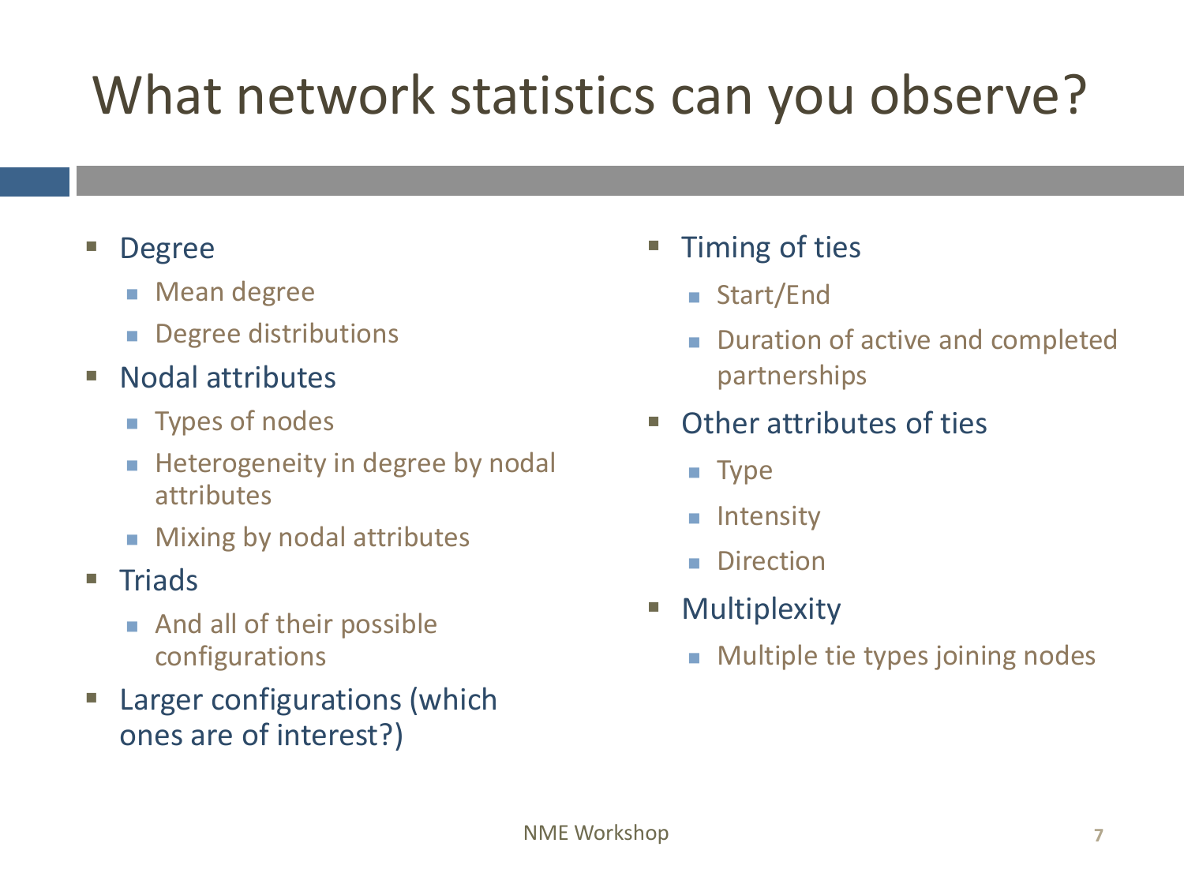# What network statistics can you observe?

- Degree
  - Mean degree
  - Degree distributions
- Nodal attributes
  - Types of nodes
  - Heterogeneity in degree by nodal attributes
  - Mixing by nodal attributes
- Triads
  - And all of their possible configurations
- Larger configurations (which ones are of interest?)
- Timing of ties
  - Start/End
  - Duration of active and completed partnerships
- Other attributes of ties
  - Type
  - Intensity
  - Direction
- Multiplexity
  - Multiple tie types joining nodes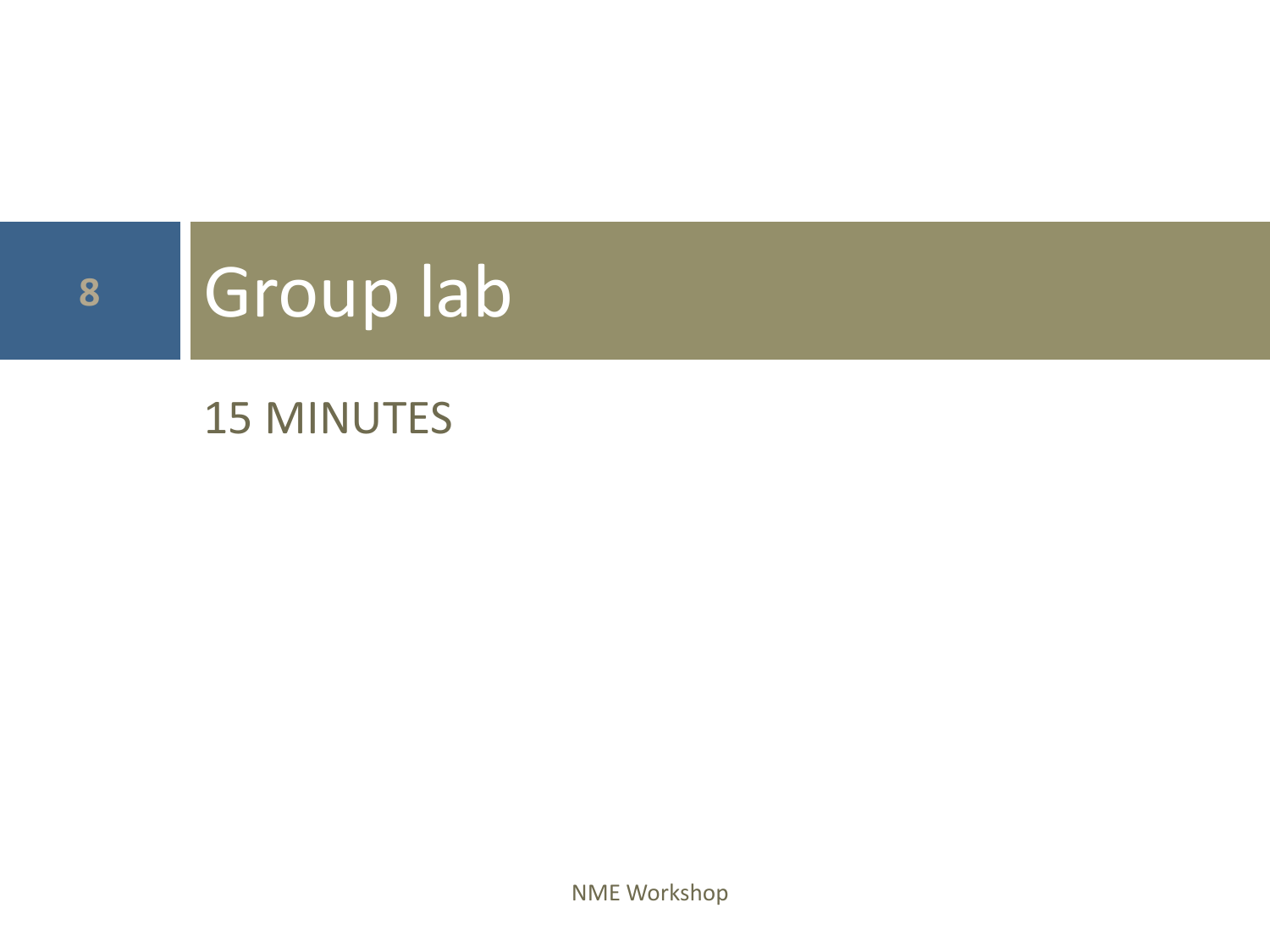# Group lab

15 MINUTES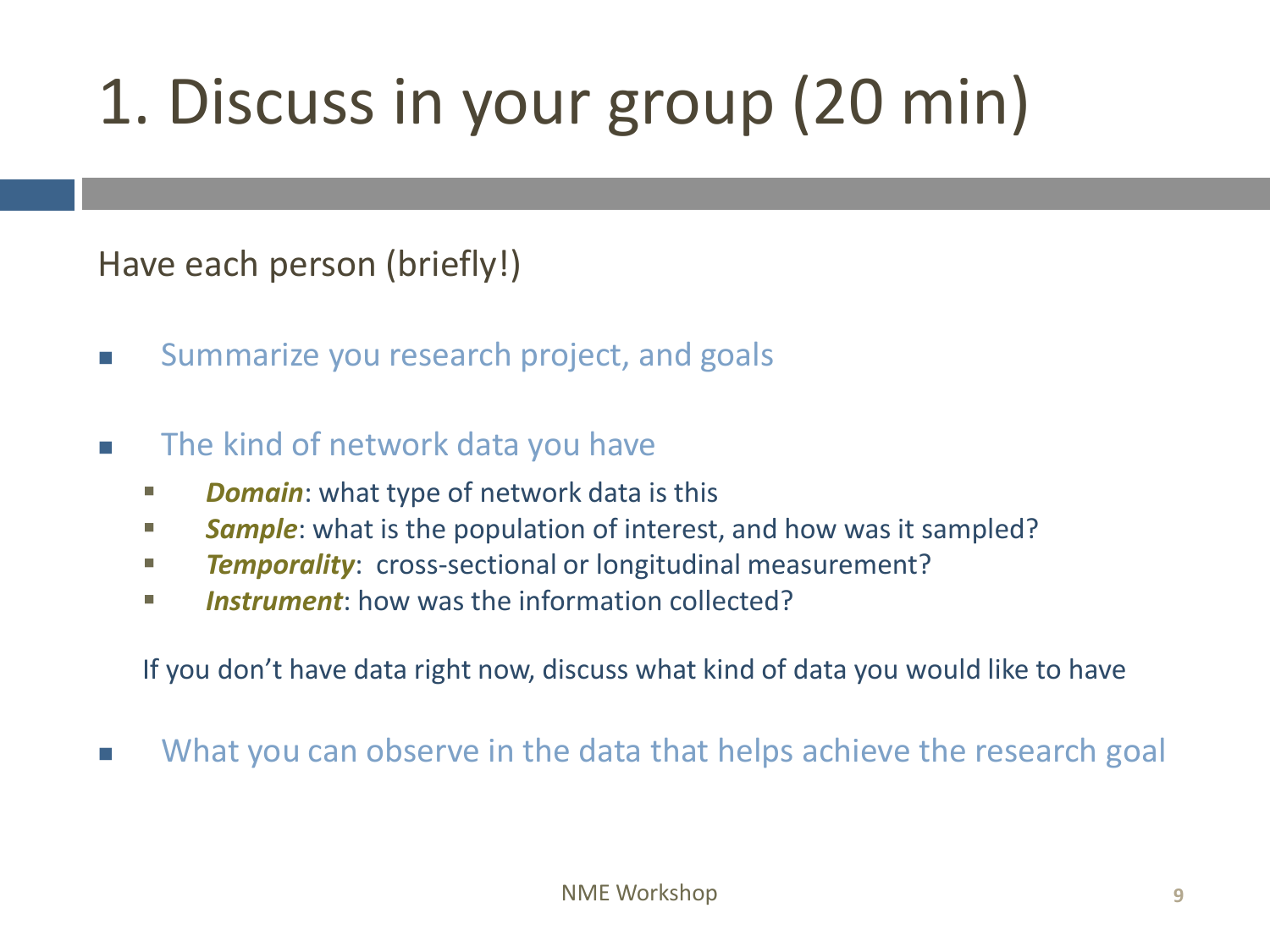# 1. Discuss in your group (20 min)

Have each person (briefly!)

- Summarize you research project, and goals
- The kind of network data you have
  - ***Domain***: what type of network data is this
  - ***Sample***: what is the population of interest, and how was it sampled?
  - ***Temporality***: cross-sectional or longitudinal measurement?
  - ***Instrument***: how was the information collected?

  If you don't have data right now, discuss what kind of data you would like to have

- What you can observe in the data that helps achieve the research goal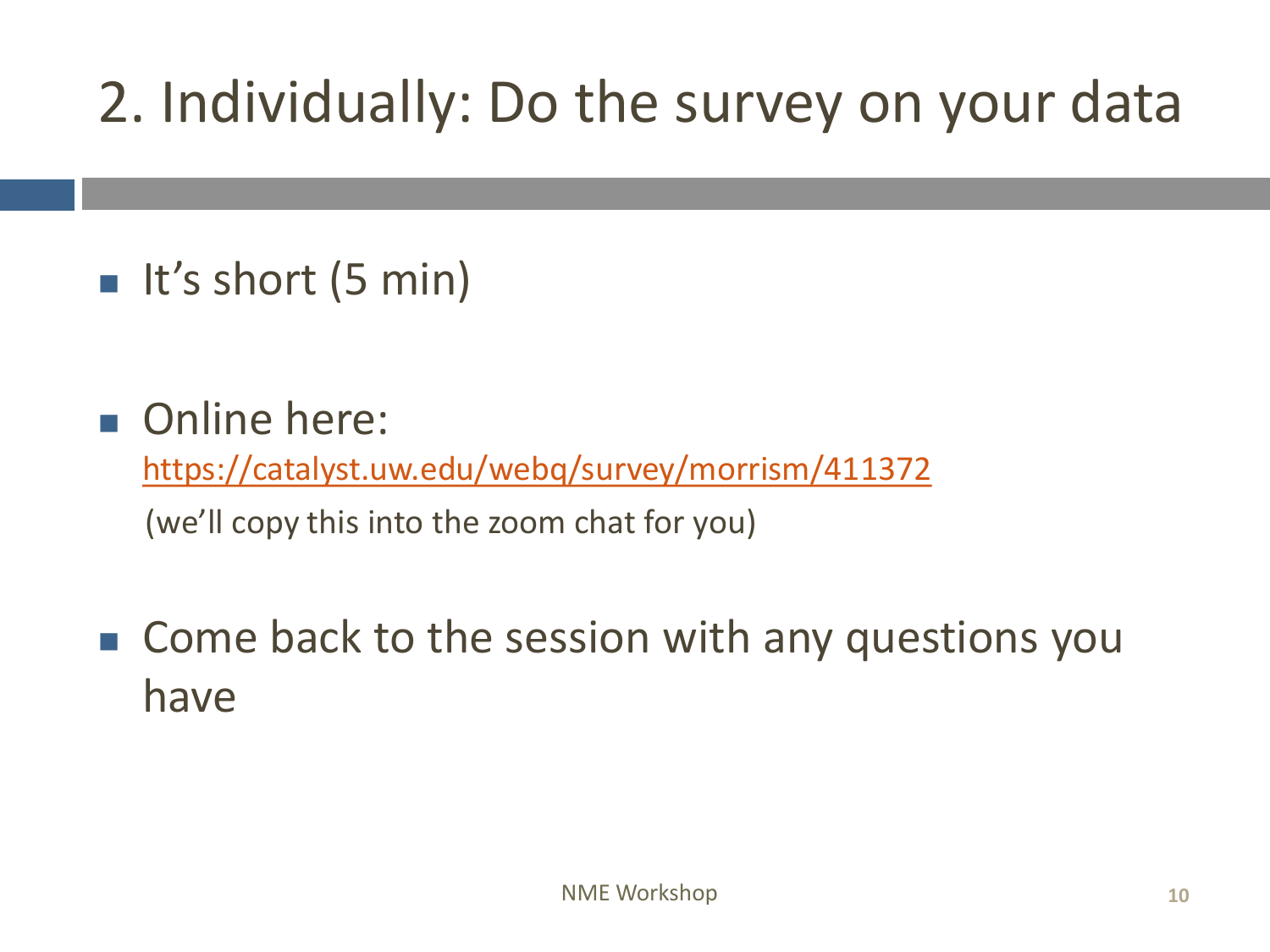# 2. Individually: Do the survey on your data

- It's short (5 min)

- Online here:
  https://catalyst.uw.edu/webq/survey/morrism/411372
  (we'll copy this into the zoom chat for you)

- Come back to the session with any questions you have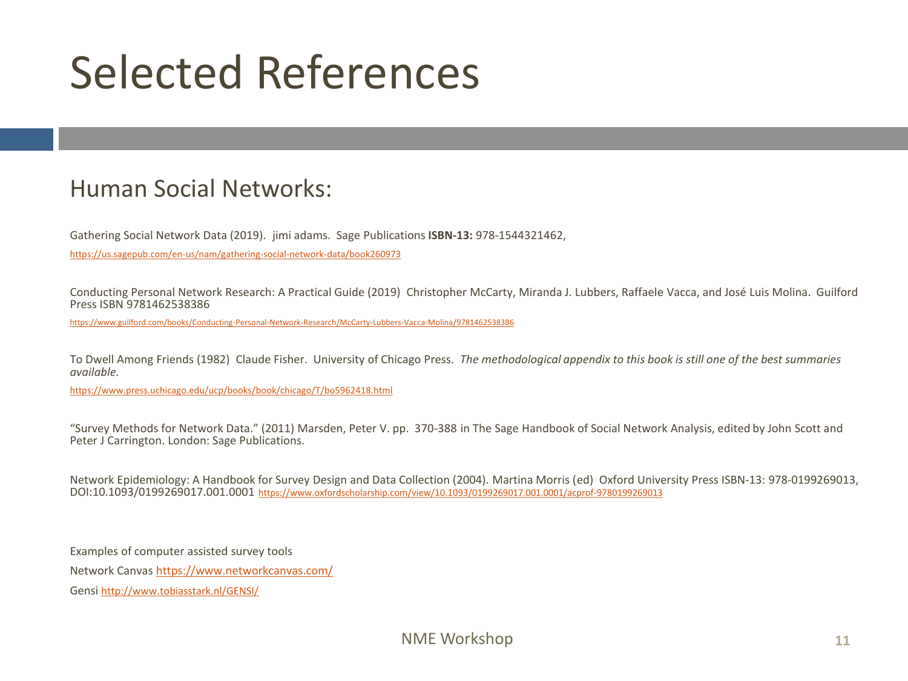# Selected References

## Human Social Networks:

Gathering Social Network Data (2019). jimi adams. Sage Publications **ISBN-13:** 978-1544321462,

https://us.sagepub.com/en-us/nam/gathering-social-network-data/book260973

Conducting Personal Network Research: A Practical Guide (2019) Christopher McCarty, Miranda J. Lubbers, Raffaele Vacca, and José Luis Molina. Guilford Press ISBN 9781462538386

https://www.guilford.com/books/Conducting-Personal-Network-Research/McCarty-Lubbers-Vacca-Molina/9781462538386

To Dwell Among Friends (1982) Claude Fisher. University of Chicago Press. *The methodological appendix to this book is still one of the best summaries available.*

https://www.press.uchicago.edu/ucp/books/book/chicago/T/bo5962418.html

"Survey Methods for Network Data." (2011) Marsden, Peter V. pp. 370-388 in The Sage Handbook of Social Network Analysis, edited by John Scott and Peter J Carrington. London: Sage Publications.

Network Epidemiology: A Handbook for Survey Design and Data Collection (2004). Martina Morris (ed) Oxford University Press ISBN-13: 978-0199269013, DOI:10.1093/0199269017.001.0001 https://www.oxfordscholarship.com/view/10.1093/0199269017.001.0001/acprof-9780199269013

Examples of computer assisted survey tools

Network Canvas https://www.networkcanvas.com/

Gensi http://www.tobiasstark.nl/GENSI/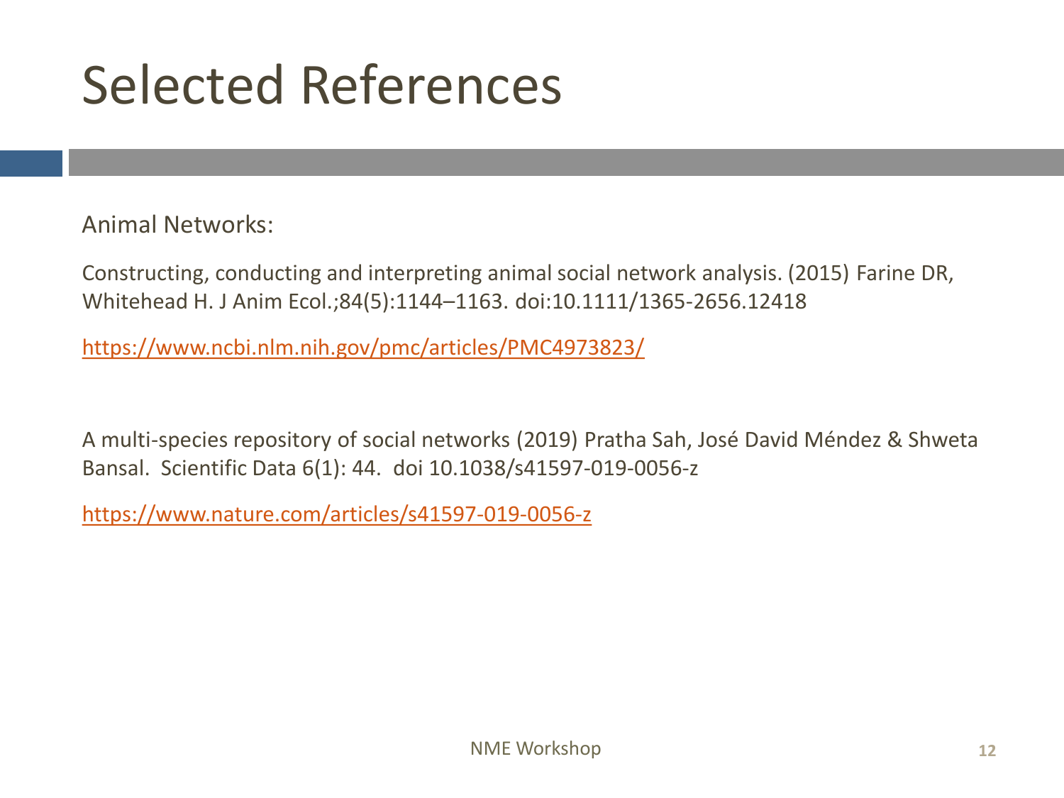# Selected References

Animal Networks:

Constructing, conducting and interpreting animal social network analysis. (2015) Farine DR, Whitehead H. J Anim Ecol.;84(5):1144–1163. doi:10.1111/1365-2656.12418

https://www.ncbi.nlm.nih.gov/pmc/articles/PMC4973823/

A multi-species repository of social networks (2019) Pratha Sah, José David Méndez & Shweta Bansal. Scientific Data 6(1): 44. doi 10.1038/s41597-019-0056-z

https://www.nature.com/articles/s41597-019-0056-z